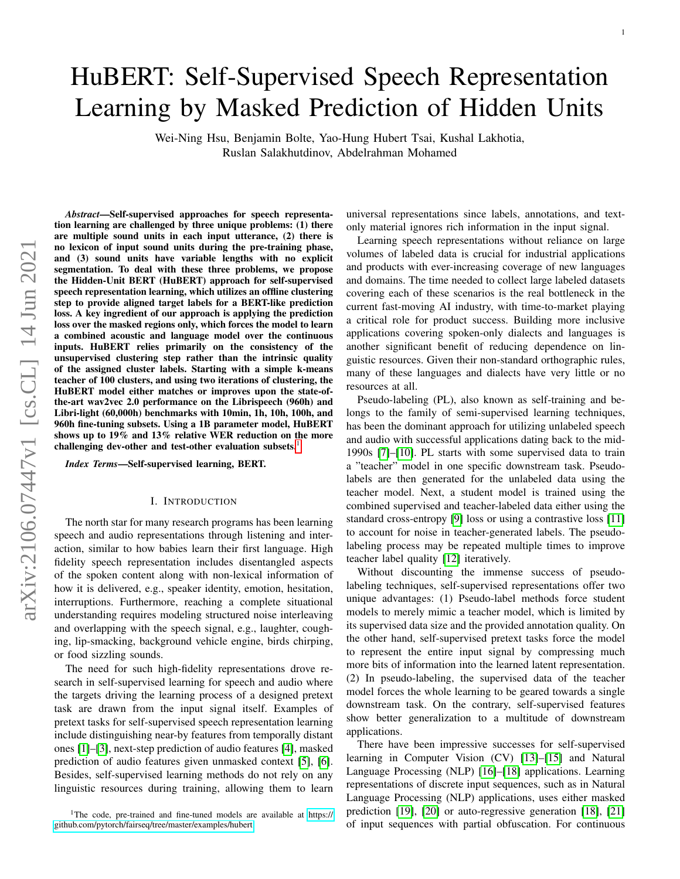# HuBERT: Self-Supervised Speech Representation Learning by Masked Prediction of Hidden Units

Wei-Ning Hsu, Benjamin Bolte, Yao-Hung Hubert Tsai, Kushal Lakhotia, Ruslan Salakhutdinov, Abdelrahman Mohamed

***Abstract*—Self-supervised approaches for speech representation learning are challenged by three unique problems: (1) there are multiple sound units in each input utterance, (2) there is no lexicon of input sound units during the pre-training phase, and (3) sound units have variable lengths with no explicit segmentation. To deal with these three problems, we propose the Hidden-Unit BERT (HuBERT) approach for self-supervised speech representation learning, which utilizes an offline clustering step to provide aligned target labels for a BERT-like prediction loss. A key ingredient of our approach is applying the prediction loss over the masked regions only, which forces the model to learn a combined acoustic and language model over the continuous inputs. HuBERT relies primarily on the consistency of the unsupervised clustering step rather than the intrinsic quality of the assigned cluster labels. Starting with a simple k-means teacher of 100 clusters, and using two iterations of clustering, the HuBERT model either matches or improves upon the state-of-the-art wav2vec 2.0 performance on the Librispeech (960h) and Libri-light (60,000h) benchmarks with 10min, 1h, 10h, 100h, and 960h fine-tuning subsets. Using a 1B parameter model, HuBERT shows up to 19% and 13% relative WER reduction on the more challenging dev-other and test-other evaluation subsets.**[1]

***Index Terms*—Self-supervised learning, BERT.**

## I. Introduction

The north star for many research programs has been learning speech and audio representations through listening and interaction, similar to how babies learn their first language. High fidelity speech representation includes disentangled aspects of the spoken content along with non-lexical information of how it is delivered, e.g., speaker identity, emotion, hesitation, interruptions. Furthermore, reaching a complete situational understanding requires modeling structured noise interleaving and overlapping with the speech signal, e.g., laughter, coughing, lip-smacking, background vehicle engine, birds chirping, or food sizzling sounds.

The need for such high-fidelity representations drove research in self-supervised learning for speech and audio where the targets driving the learning process of a designed pretext task are drawn from the input signal itself. Examples of pretext tasks for self-supervised speech representation learning include distinguishing near-by features from temporally distant ones [1]–[3], next-step prediction of audio features [4], masked prediction of audio features given unmasked context [5], [6]. Besides, self-supervised learning methods do not rely on any linguistic resources during training, allowing them to learn universal representations since labels, annotations, and text-only material ignores rich information in the input signal.

Learning speech representations without reliance on large volumes of labeled data is crucial for industrial applications and products with ever-increasing coverage of new languages and domains. The time needed to collect large labeled datasets covering each of these scenarios is the real bottleneck in the current fast-moving AI industry, with time-to-market playing a critical role for product success. Building more inclusive applications covering spoken-only dialects and languages is another significant benefit of reducing dependence on linguistic resources. Given their non-standard orthographic rules, many of these languages and dialects have very little or no resources at all.

Pseudo-labeling (PL), also known as self-training and belongs to the family of semi-supervised learning techniques, has been the dominant approach for utilizing unlabeled speech and audio with successful applications dating back to the mid-1990s [7]–[10]. PL starts with some supervised data to train a "teacher" model in one specific downstream task. Pseudo-labels are then generated for the unlabeled data using the teacher model. Next, a student model is trained using the combined supervised and teacher-labeled data either using the standard cross-entropy [9] loss or using a contrastive loss [11] to account for noise in teacher-generated labels. The pseudo-labeling process may be repeated multiple times to improve teacher label quality [12] iteratively.

Without discounting the immense success of pseudo-labeling techniques, self-supervised representations offer two unique advantages: (1) Pseudo-label methods force student models to merely mimic a teacher model, which is limited by its supervised data size and the provided annotation quality. On the other hand, self-supervised pretext tasks force the model to represent the entire input signal by compressing much more bits of information into the learned latent representation. (2) In pseudo-labeling, the supervised data of the teacher model forces the whole learning to be geared towards a single downstream task. On the contrary, self-supervised features show better generalization to a multitude of downstream applications.

There have been impressive successes for self-supervised learning in Computer Vision (CV) [13]–[15] and Natural Language Processing (NLP) [16]–[18] applications. Learning representations of discrete input sequences, such as in Natural Language Processing (NLP) applications, uses either masked prediction [19], [20] or auto-regressive generation [18], [21] of input sequences with partial obfuscation. For continuous

[1] The code, pre-trained and fine-tuned models are available at https://github.com/pytorch/fairseq/tree/master/examples/hubert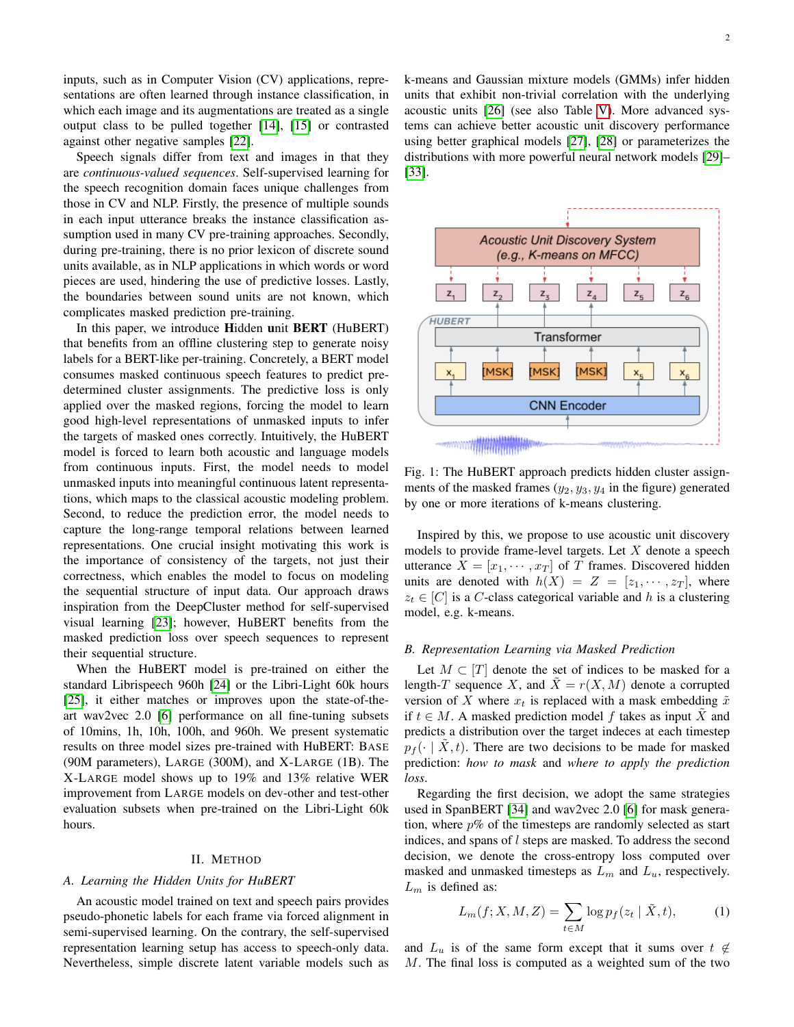inputs, such as in Computer Vision (CV) applications, representations are often learned through instance classification, in which each image and its augmentations are treated as a single output class to be pulled together [14], [15] or contrasted against other negative samples [22].

Speech signals differ from text and images in that they are *continuous-valued sequences*. Self-supervised learning for the speech recognition domain faces unique challenges from those in CV and NLP. Firstly, the presence of multiple sounds in each input utterance breaks the instance classification assumption used in many CV pre-training approaches. Secondly, during pre-training, there is no prior lexicon of discrete sound units available, as in NLP applications in which words or word pieces are used, hindering the use of predictive losses. Lastly, the boundaries between sound units are not known, which complicates masked prediction pre-training.

In this paper, we introduce **H**idden **u**nit **BERT** (HuBERT) that benefits from an offline clustering step to generate noisy labels for a BERT-like per-training. Concretely, a BERT model consumes masked continuous speech features to predict predetermined cluster assignments. The predictive loss is only applied over the masked regions, forcing the model to learn good high-level representations of unmasked inputs to infer the targets of masked ones correctly. Intuitively, the HuBERT model is forced to learn both acoustic and language models from continuous inputs. First, the model needs to model unmasked inputs into meaningful continuous latent representations, which maps to the classical acoustic modeling problem. Second, to reduce the prediction error, the model needs to capture the long-range temporal relations between learned representations. One crucial insight motivating this work is the importance of consistency of the targets, not just their correctness, which enables the model to focus on modeling the sequential structure of input data. Our approach draws inspiration from the DeepCluster method for self-supervised visual learning [23]; however, HuBERT benefits from the masked prediction loss over speech sequences to represent their sequential structure.

When the HuBERT model is pre-trained on either the standard Librispeech 960h [24] or the Libri-Light 60k hours [25], it either matches or improves upon the state-of-the-art wav2vec 2.0 [6] performance on all fine-tuning subsets of 10mins, 1h, 10h, 100h, and 960h. We present systematic results on three model sizes pre-trained with HuBERT: BASE (90M parameters), LARGE (300M), and X-LARGE (1B). The X-LARGE model shows up to 19% and 13% relative WER improvement from LARGE models on dev-other and test-other evaluation subsets when pre-trained on the Libri-Light 60k hours.

## II. METHOD

### A. Learning the Hidden Units for HuBERT

An acoustic model trained on text and speech pairs provides pseudo-phonetic labels for each frame via forced alignment in semi-supervised learning. On the contrary, the self-supervised representation learning setup has access to speech-only data. Nevertheless, simple discrete latent variable models such as k-means and Gaussian mixture models (GMMs) infer hidden units that exhibit non-trivial correlation with the underlying acoustic units [26] (see also Table V). More advanced systems can achieve better acoustic unit discovery performance using better graphical models [27], [28] or parameterizes the distributions with more powerful neural network models [29]–[33].

Fig. 1: The HuBERT approach predicts hidden cluster assignments of the masked frames ($y_2, y_3, y_4$ in the figure) generated by one or more iterations of k-means clustering.

Inspired by this, we propose to use acoustic unit discovery models to provide frame-level targets. Let $X$ denote a speech utterance $X = [x_1, \cdots, x_T]$ of $T$ frames. Discovered hidden units are denoted with $h(X) = Z = [z_1, \cdots, z_T]$, where $z_t \in [C]$ is a $C$-class categorical variable and $h$ is a clustering model, e.g. k-means.

### B. Representation Learning via Masked Prediction

Let $M \subset [T]$ denote the set of indices to be masked for a length-$T$ sequence $X$, and $\tilde{X} = r(X, M)$ denote a corrupted version of $X$ where $x_t$ is replaced with a mask embedding $\tilde{x}$ if $t \in M$. A masked prediction model $f$ takes as input $\tilde{X}$ and predicts a distribution over the target indeces at each timestep $p_f(\cdot \mid \tilde{X}, t)$. There are two decisions to be made for masked prediction: *how to mask* and *where to apply the prediction loss*.

Regarding the first decision, we adopt the same strategies used in SpanBERT [34] and wav2vec 2.0 [6] for mask generation, where $p$% of the timesteps are randomly selected as start indices, and spans of $l$ steps are masked. To address the second decision, we denote the cross-entropy loss computed over masked and unmasked timesteps as $L_m$ and $L_u$, respectively. $L_m$ is defined as:

$$L_m(f; X, M, Z) = \sum_{t \in M} \log p_f(z_t \mid \tilde{X}, t), \tag{1}$$

and $L_u$ is of the same form except that it sums over $t \notin M$. The final loss is computed as a weighted sum of the two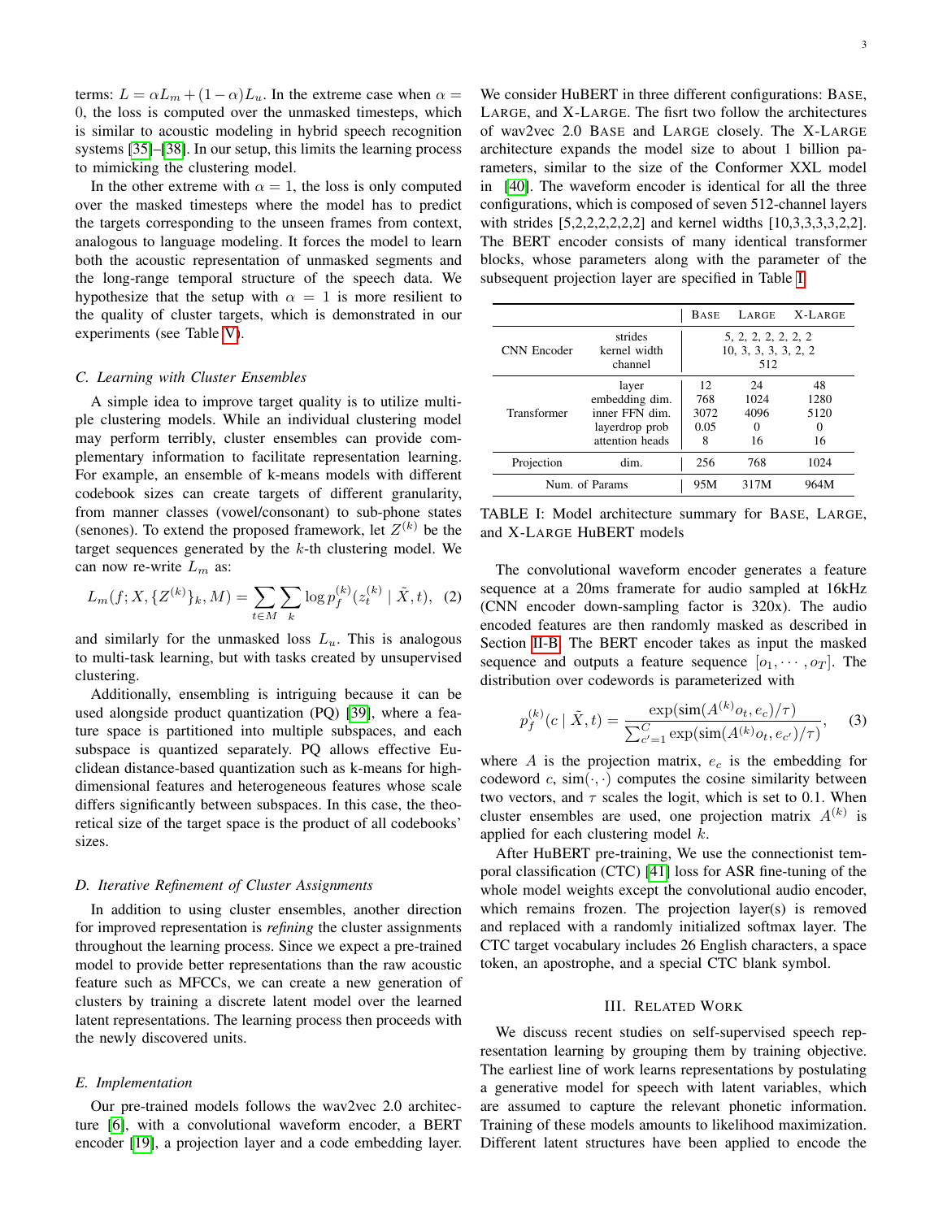terms: $L = \alpha L_m + (1 - \alpha) L_u$. In the extreme case when $\alpha = 0$, the loss is computed over the unmasked timesteps, which is similar to acoustic modeling in hybrid speech recognition systems [35]–[38]. In our setup, this limits the learning process to mimicking the clustering model.

In the other extreme with $\alpha = 1$, the loss is only computed over the masked timesteps where the model has to predict the targets corresponding to the unseen frames from context, analogous to language modeling. It forces the model to learn both the acoustic representation of unmasked segments and the long-range temporal structure of the speech data. We hypothesize that the setup with $\alpha = 1$ is more resilient to the quality of cluster targets, which is demonstrated in our experiments (see Table V).

### C. Learning with Cluster Ensembles

A simple idea to improve target quality is to utilize multiple clustering models. While an individual clustering model may perform terribly, cluster ensembles can provide complementary information to facilitate representation learning. For example, an ensemble of k-means models with different codebook sizes can create targets of different granularity, from manner classes (vowel/consonant) to sub-phone states (senones). To extend the proposed framework, let $Z^{(k)}$ be the target sequences generated by the $k$-th clustering model. We can now re-write $L_m$ as:

$$L_m(f; X, \{Z^{(k)}\}_k, M) = \sum_{t \in M} \sum_{k} \log p_f^{(k)}(z_t^{(k)} \mid \tilde{X}, t), \quad (2)$$

and similarly for the unmasked loss $L_u$. This is analogous to multi-task learning, but with tasks created by unsupervised clustering.

Additionally, ensembling is intriguing because it can be used alongside product quantization (PQ) [39], where a feature space is partitioned into multiple subspaces, and each subspace is quantized separately. PQ allows effective Euclidean distance-based quantization such as k-means for high-dimensional features and heterogeneous features whose scale differs significantly between subspaces. In this case, the theoretical size of the target space is the product of all codebooks' sizes.

### D. Iterative Refinement of Cluster Assignments

In addition to using cluster ensembles, another direction for improved representation is *refining* the cluster assignments throughout the learning process. Since we expect a pre-trained model to provide better representations than the raw acoustic feature such as MFCCs, we can create a new generation of clusters by training a discrete latent model over the learned latent representations. The learning process then proceeds with the newly discovered units.

### E. Implementation

Our pre-trained models follows the wav2vec 2.0 architecture [6], with a convolutional waveform encoder, a BERT encoder [19], a projection layer and a code embedding layer. We consider HuBERT in three different configurations: BASE, LARGE, and X-LARGE. The fisrt two follow the architectures of wav2vec 2.0 BASE and LARGE closely. The X-LARGE architecture expands the model size to about 1 billion parameters, similar to the size of the Conformer XXL model in [40]. The waveform encoder is identical for all the three configurations, which is composed of seven 512-channel layers with strides [5,2,2,2,2,2,2] and kernel widths [10,3,3,3,3,2,2]. The BERT encoder consists of many identical transformer blocks, whose parameters along with the parameter of the subsequent projection layer are specified in Table I.

| | | BASE | LARGE | X-LARGE |
|---|---|---|---|---|
| CNN Encoder | strides | 5, 2, 2, 2, 2, 2, 2 | | |
| | kernel width | 10, 3, 3, 3, 3, 2, 2 | | |
| | channel | 512 | | |
| Transformer | layer | 12 | 24 | 48 |
| | embedding dim. | 768 | 1024 | 1280 |
| | inner FFN dim. | 3072 | 4096 | 5120 |
| | layerdrop prob | 0.05 | 0 | 0 |
| | attention heads | 8 | 16 | 16 |
| Projection | dim. | 256 | 768 | 1024 |
| Num. of Params | | 95M | 317M | 964M |

TABLE I: Model architecture summary for BASE, LARGE, and X-LARGE HuBERT models

The convolutional waveform encoder generates a feature sequence at a 20ms framerate for audio sampled at 16kHz (CNN encoder down-sampling factor is 320x). The audio encoded features are then randomly masked as described in Section II-B. The BERT encoder takes as input the masked sequence and outputs a feature sequence $[o_1, \cdots, o_T]$. The distribution over codewords is parameterized with

$$p_f^{(k)}(c \mid \tilde{X}, t) = \frac{\exp(\text{sim}(A^{(k)} o_t, e_c)/\tau)}{\sum_{c'=1}^{C} \exp(\text{sim}(A^{(k)} o_t, e_{c'})/\tau)}, \quad (3)$$

where $A$ is the projection matrix, $e_c$ is the embedding for codeword $c$, $\text{sim}(\cdot, \cdot)$ computes the cosine similarity between two vectors, and $\tau$ scales the logit, which is set to 0.1. When cluster ensembles are used, one projection matrix $A^{(k)}$ is applied for each clustering model $k$.

After HuBERT pre-training, We use the connectionist temporal classification (CTC) [41] loss for ASR fine-tuning of the whole model weights except the convolutional audio encoder, which remains frozen. The projection layer(s) is removed and replaced with a randomly initialized softmax layer. The CTC target vocabulary includes 26 English characters, a space token, an apostrophe, and a special CTC blank symbol.

## III. Related Work

We discuss recent studies on self-supervised speech representation learning by grouping them by training objective. The earliest line of work learns representations by postulating a generative model for speech with latent variables, which are assumed to capture the relevant phonetic information. Training of these models amounts to likelihood maximization. Different latent structures have been applied to encode the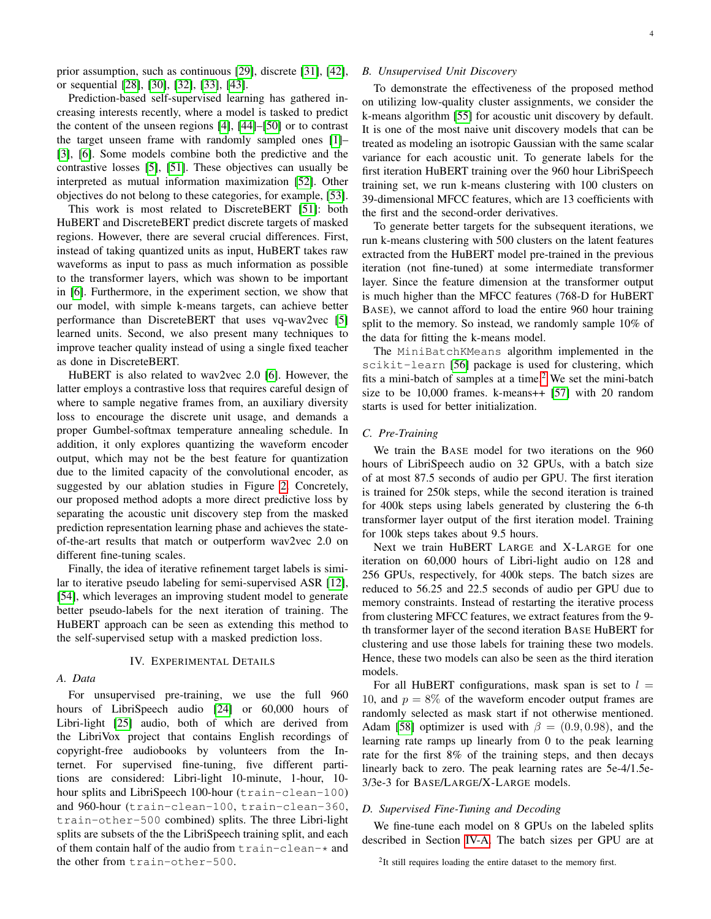prior assumption, such as continuous [29], discrete [31], [42], or sequential [28], [30], [32], [33], [43].

Prediction-based self-supervised learning has gathered increasing interests recently, where a model is tasked to predict the content of the unseen regions [4], [44]–[50] or to contrast the target unseen frame with randomly sampled ones [1]–[3], [6]. Some models combine both the predictive and the contrastive losses [5], [51]. These objectives can usually be interpreted as mutual information maximization [52]. Other objectives do not belong to these categories, for example, [53].

This work is most related to DiscreteBERT [51]: both HuBERT and DiscreteBERT predict discrete targets of masked regions. However, there are several crucial differences. First, instead of taking quantized units as input, HuBERT takes raw waveforms as input to pass as much information as possible to the transformer layers, which was shown to be important in [6]. Furthermore, in the experiment section, we show that our model, with simple k-means targets, can achieve better performance than DiscreteBERT that uses vq-wav2vec [5] learned units. Second, we also present many techniques to improve teacher quality instead of using a single fixed teacher as done in DiscreteBERT.

HuBERT is also related to wav2vec 2.0 [6]. However, the latter employs a contrastive loss that requires careful design of where to sample negative frames from, an auxiliary diversity loss to encourage the discrete unit usage, and demands a proper Gumbel-softmax temperature annealing schedule. In addition, it only explores quantizing the waveform encoder output, which may not be the best feature for quantization due to the limited capacity of the convolutional encoder, as suggested by our ablation studies in Figure 2. Concretely, our proposed method adopts a more direct predictive loss by separating the acoustic unit discovery step from the masked prediction representation learning phase and achieves the state-of-the-art results that match or outperform wav2vec 2.0 on different fine-tuning scales.

Finally, the idea of iterative refinement target labels is similar to iterative pseudo labeling for semi-supervised ASR [12], [54], which leverages an improving student model to generate better pseudo-labels for the next iteration of training. The HuBERT approach can be seen as extending this method to the self-supervised setup with a masked prediction loss.

## IV. Experimental Details

### A. Data

For unsupervised pre-training, we use the full 960 hours of LibriSpeech audio [24] or 60,000 hours of Libri-light [25] audio, both of which are derived from the LibriVox project that contains English recordings of copyright-free audiobooks by volunteers from the Internet. For supervised fine-tuning, five different partitions are considered: Libri-light 10-minute, 1-hour, 10-hour splits and LibriSpeech 100-hour (`train-clean-100`) and 960-hour (`train-clean-100`, `train-clean-360`, `train-other-500` combined) splits. The three Libri-light splits are subsets of the the LibriSpeech training split, and each of them contain half of the audio from `train-clean-*` and the other from `train-other-500`.

### B. Unsupervised Unit Discovery

To demonstrate the effectiveness of the proposed method on utilizing low-quality cluster assignments, we consider the k-means algorithm [55] for acoustic unit discovery by default. It is one of the most naive unit discovery models that can be treated as modeling an isotropic Gaussian with the same scalar variance for each acoustic unit. To generate labels for the first iteration HuBERT training over the 960 hour LibriSpeech training set, we run k-means clustering with 100 clusters on 39-dimensional MFCC features, which are 13 coefficients with the first and the second-order derivatives.

To generate better targets for the subsequent iterations, we run k-means clustering with 500 clusters on the latent features extracted from the HuBERT model pre-trained in the previous iteration (not fine-tuned) at some intermediate transformer layer. Since the feature dimension at the transformer output is much higher than the MFCC features (768-D for HuBERT BASE), we cannot afford to load the entire 960 hour training split to the memory. So instead, we randomly sample 10% of the data for fitting the k-means model.

The `MiniBatchKMeans` algorithm implemented in the `scikit-learn` [56] package is used for clustering, which fits a mini-batch of samples at a time.[2] We set the mini-batch size to be 10,000 frames. k-means++ [57] with 20 random starts is used for better initialization.

### C. Pre-Training

We train the BASE model for two iterations on the 960 hours of LibriSpeech audio on 32 GPUs, with a batch size of at most 87.5 seconds of audio per GPU. The first iteration is trained for 250k steps, while the second iteration is trained for 400k steps using labels generated by clustering the 6-th transformer layer output of the first iteration model. Training for 100k steps takes about 9.5 hours.

Next we train HuBERT LARGE and X-LARGE for one iteration on 60,000 hours of Libri-light audio on 128 and 256 GPUs, respectively, for 400k steps. The batch sizes are reduced to 56.25 and 22.5 seconds of audio per GPU due to memory constraints. Instead of restarting the iterative process from clustering MFCC features, we extract features from the 9-th transformer layer of the second iteration BASE HuBERT for clustering and use those labels for training these two models. Hence, these two models can also be seen as the third iteration models.

For all HuBERT configurations, mask span is set to $l = 10$, and $p = 8\%$ of the waveform encoder output frames are randomly selected as mask start if not otherwise mentioned. Adam [58] optimizer is used with $\beta = (0.9, 0.98)$, and the learning rate ramps up linearly from 0 to the peak learning rate for the first 8% of the training steps, and then decays linearly back to zero. The peak learning rates are 5e-4/1.5e-3/3e-3 for BASE/LARGE/X-LARGE models.

### D. Supervised Fine-Tuning and Decoding

We fine-tune each model on 8 GPUs on the labeled splits described in Section IV-A. The batch sizes per GPU are at

[2] It still requires loading the entire dataset to the memory first.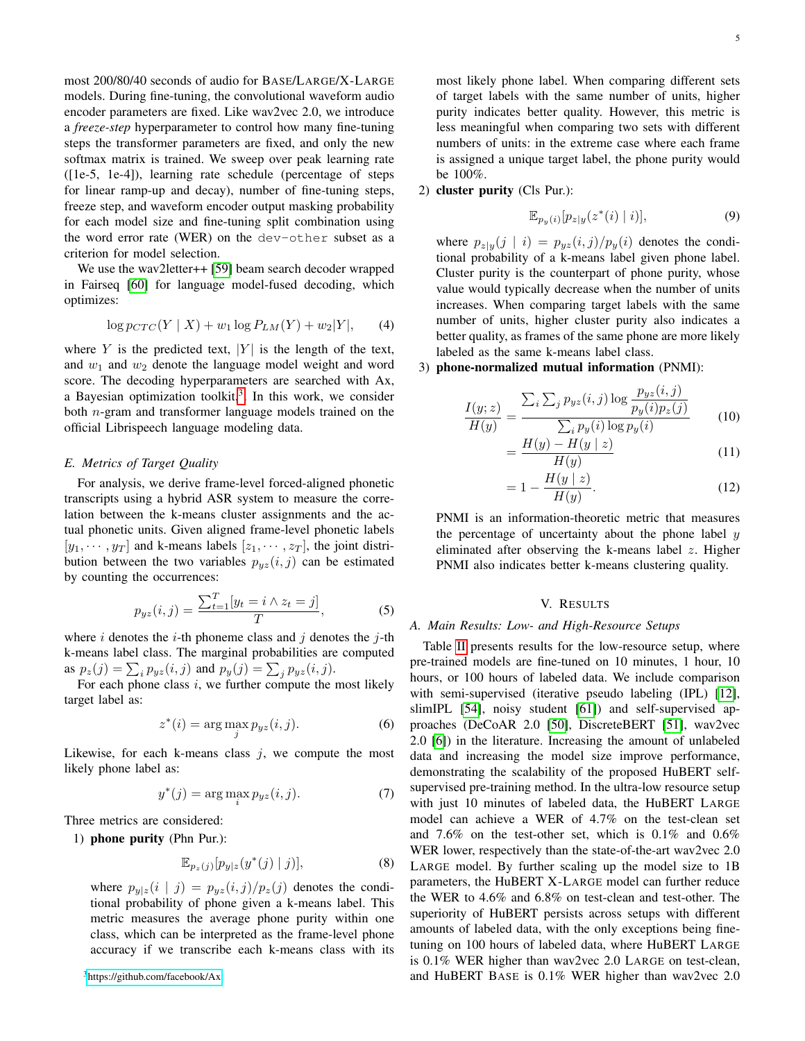most 200/80/40 seconds of audio for BASE/LARGE/X-LARGE models. During fine-tuning, the convolutional waveform audio encoder parameters are fixed. Like wav2vec 2.0, we introduce a *freeze-step* hyperparameter to control how many fine-tuning steps the transformer parameters are fixed, and only the new softmax matrix is trained. We sweep over peak learning rate ([1e-5, 1e-4]), learning rate schedule (percentage of steps for linear ramp-up and decay), number of fine-tuning steps, freeze step, and waveform encoder output masking probability for each model size and fine-tuning split combination using the word error rate (WER) on the `dev-other` subset as a criterion for model selection.

We use the wav2letter++ [59] beam search decoder wrapped in Fairseq [60] for language model-fused decoding, which optimizes:

$$\log p_{CTC}(Y \mid X) + w_1 \log P_{LM}(Y) + w_2|Y|, \tag{4}$$

where $Y$ is the predicted text, $|Y|$ is the length of the text, and $w_1$ and $w_2$ denote the language model weight and word score. The decoding hyperparameters are searched with Ax, a Bayesian optimization toolkit[3]. In this work, we consider both $n$-gram and transformer language models trained on the official Librispeech language modeling data.

### E. Metrics of Target Quality

For analysis, we derive frame-level forced-aligned phonetic transcripts using a hybrid ASR system to measure the correlation between the k-means cluster assignments and the actual phonetic units. Given aligned frame-level phonetic labels $[y_1, \cdots, y_T]$ and k-means labels $[z_1, \cdots, z_T]$, the joint distribution between the two variables $p_{yz}(i,j)$ can be estimated by counting the occurrences:

$$p_{yz}(i,j) = \frac{\sum_{t=1}^{T}[y_t = i \wedge z_t = j]}{T}, \tag{5}$$

where $i$ denotes the $i$-th phoneme class and $j$ denotes the $j$-th k-means label class. The marginal probabilities are computed as $p_z(j) = \sum_i p_{yz}(i,j)$ and $p_y(j) = \sum_j p_{yz}(i,j)$.

For each phone class $i$, we further compute the most likely target label as:

$$z^*(i) = \arg\max_j p_{yz}(i,j). \tag{6}$$

Likewise, for each k-means class $j$, we compute the most likely phone label as:

$$y^*(j) = \arg\max_i p_{yz}(i,j). \tag{7}$$

Three metrics are considered:

1) **phone purity** (Phn Pur.):

$$\mathbb{E}_{p_z(j)}[p_{y|z}(y^*(j) \mid j)], \tag{8}$$

where $p_{y|z}(i \mid j) = p_{yz}(i,j)/p_z(j)$ denotes the conditional probability of phone given a k-means label. This metric measures the average phone purity within one class, which can be interpreted as the frame-level phone accuracy if we transcribe each k-means class with its most likely phone label. When comparing different sets of target labels with the same number of units, higher purity indicates better quality. However, this metric is less meaningful when comparing two sets with different numbers of units: in the extreme case where each frame is assigned a unique target label, the phone purity would be 100%.

2) **cluster purity** (Cls Pur.):

$$\mathbb{E}_{p_y(i)}[p_{z|y}(z^*(i) \mid i)], \tag{9}$$

where $p_{z|y}(j \mid i) = p_{yz}(i,j)/p_y(i)$ denotes the conditional probability of a k-means label given phone label. Cluster purity is the counterpart of phone purity, whose value would typically decrease when the number of units increases. When comparing target labels with the same number of units, higher cluster purity also indicates a better quality, as frames of the same phone are more likely labeled as the same k-means label class.

3) **phone-normalized mutual information** (PNMI):

$$\frac{I(y;z)}{H(y)} = \frac{\sum_i \sum_j p_{yz}(i,j) \log \dfrac{p_{yz}(i,j)}{p_y(i)p_z(j)}}{\sum_i p_y(i) \log p_y(i)} \tag{10}$$

$$= \frac{H(y) - H(y \mid z)}{H(y)} \tag{11}$$

$$= 1 - \frac{H(y \mid z)}{H(y)}. \tag{12}$$

PNMI is an information-theoretic metric that measures the percentage of uncertainty about the phone label $y$ eliminated after observing the k-means label $z$. Higher PNMI also indicates better k-means clustering quality.

## V. RESULTS

### A. Main Results: Low- and High-Resource Setups

Table II presents results for the low-resource setup, where pre-trained models are fine-tuned on 10 minutes, 1 hour, 10 hours, or 100 hours of labeled data. We include comparison with semi-supervised (iterative pseudo labeling (IPL) [12], slimIPL [54], noisy student [61]) and self-supervised approaches (DeCoAR 2.0 [50], DiscreteBERT [51], wav2vec 2.0 [6]) in the literature. Increasing the amount of unlabeled data and increasing the model size improve performance, demonstrating the scalability of the proposed HuBERT self-supervised pre-training method. In the ultra-low resource setup with just 10 minutes of labeled data, the HuBERT LARGE model can achieve a WER of 4.7% on the test-clean set and 7.6% on the test-other set, which is 0.1% and 0.6% WER lower, respectively than the state-of-the-art wav2vec 2.0 LARGE model. By further scaling up the model size to 1B parameters, the HuBERT X-LARGE model can further reduce the WER to 4.6% and 6.8% on test-clean and test-other. The superiority of HuBERT persists across setups with different amounts of labeled data, with the only exceptions being fine-tuning on 100 hours of labeled data, where HuBERT LARGE is 0.1% WER higher than wav2vec 2.0 LARGE on test-clean, and HuBERT BASE is 0.1% WER higher than wav2vec 2.0

[3] https://github.com/facebook/Ax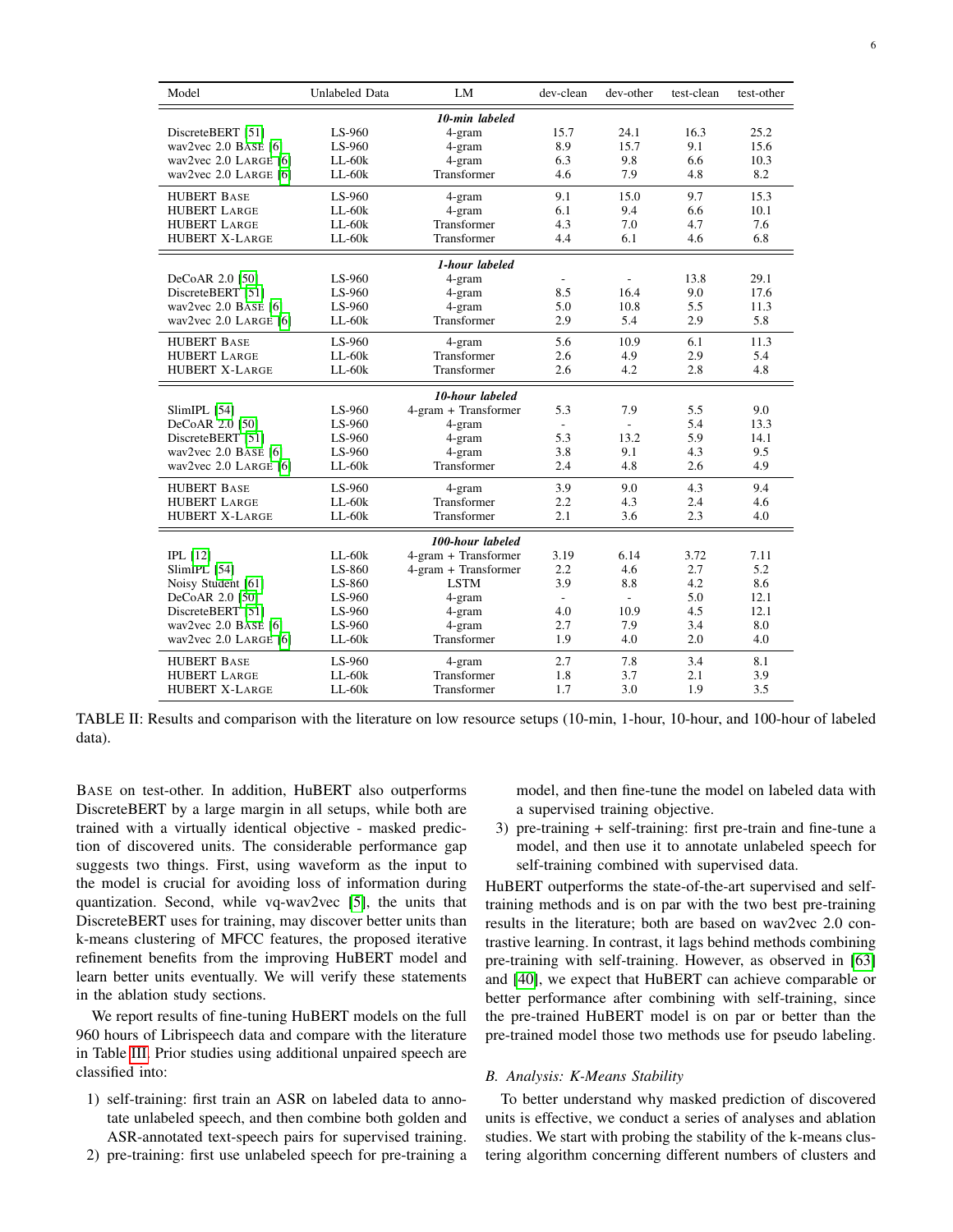| Model | Unlabeled Data | LM | dev-clean | dev-other | test-clean | test-other |
|---|---|---|---|---|---|---|
| | | ***10-min labeled*** | | | | |
| DiscreteBERT [51] | LS-960 | 4-gram | 15.7 | 24.1 | 16.3 | 25.2 |
| wav2vec 2.0 BASE [6] | LS-960 | 4-gram | 8.9 | 15.7 | 9.1 | 15.6 |
| wav2vec 2.0 LARGE [6] | LL-60k | 4-gram | 6.3 | 9.8 | 6.6 | 10.3 |
| wav2vec 2.0 LARGE [6] | LL-60k | Transformer | 4.6 | 7.9 | 4.8 | 8.2 |
| HUBERT BASE | LS-960 | 4-gram | 9.1 | 15.0 | 9.7 | 15.3 |
| HUBERT LARGE | LL-60k | 4-gram | 6.1 | 9.4 | 6.6 | 10.1 |
| HUBERT LARGE | LL-60k | Transformer | 4.3 | 7.0 | 4.7 | 7.6 |
| HUBERT X-LARGE | LL-60k | Transformer | 4.4 | 6.1 | 4.6 | 6.8 |
| | | ***1-hour labeled*** | | | | |
| DeCoAR 2.0 [50] | LS-960 | 4-gram | - | - | 13.8 | 29.1 |
| DiscreteBERT [51] | LS-960 | 4-gram | 8.5 | 16.4 | 9.0 | 17.6 |
| wav2vec 2.0 BASE [6] | LS-960 | 4-gram | 5.0 | 10.8 | 5.5 | 11.3 |
| wav2vec 2.0 LARGE [6] | LL-60k | Transformer | 2.9 | 5.4 | 2.9 | 5.8 |
| HUBERT BASE | LS-960 | 4-gram | 5.6 | 10.9 | 6.1 | 11.3 |
| HUBERT LARGE | LL-60k | Transformer | 2.6 | 4.9 | 2.9 | 5.4 |
| HUBERT X-LARGE | LL-60k | Transformer | 2.6 | 4.2 | 2.8 | 4.8 |
| | | ***10-hour labeled*** | | | | |
| SlimIPL [54] | LS-960 | 4-gram + Transformer | 5.3 | 7.9 | 5.5 | 9.0 |
| DeCoAR 2.0 [50] | LS-960 | 4-gram | - | - | 5.4 | 13.3 |
| DiscreteBERT [51] | LS-960 | 4-gram | 5.3 | 13.2 | 5.9 | 14.1 |
| wav2vec 2.0 BASE [6] | LS-960 | 4-gram | 3.8 | 9.1 | 4.3 | 9.5 |
| wav2vec 2.0 LARGE [6] | LL-60k | Transformer | 2.4 | 4.8 | 2.6 | 4.9 |
| HUBERT BASE | LS-960 | 4-gram | 3.9 | 9.0 | 4.3 | 9.4 |
| HUBERT LARGE | LL-60k | Transformer | 2.2 | 4.3 | 2.4 | 4.6 |
| HUBERT X-LARGE | LL-60k | Transformer | 2.1 | 3.6 | 2.3 | 4.0 |
| | | ***100-hour labeled*** | | | | |
| IPL [12] | LL-60k | 4-gram + Transformer | 3.19 | 6.14 | 3.72 | 7.11 |
| SlimIPL [54] | LS-860 | 4-gram + Transformer | 2.2 | 4.6 | 2.7 | 5.2 |
| Noisy Student [61] | LS-860 | LSTM | 3.9 | 8.8 | 4.2 | 8.6 |
| DeCoAR 2.0 [50] | LS-960 | 4-gram | - | - | 5.0 | 12.1 |
| DiscreteBERT [51] | LS-960 | 4-gram | 4.0 | 10.9 | 4.5 | 12.1 |
| wav2vec 2.0 BASE [6] | LS-960 | 4-gram | 2.7 | 7.9 | 3.4 | 8.0 |
| wav2vec 2.0 LARGE [6] | LL-60k | Transformer | 1.9 | 4.0 | 2.0 | 4.0 |
| HUBERT BASE | LS-960 | 4-gram | 2.7 | 7.8 | 3.4 | 8.1 |
| HUBERT LARGE | LL-60k | Transformer | 1.8 | 3.7 | 2.1 | 3.9 |
| HUBERT X-LARGE | LL-60k | Transformer | 1.7 | 3.0 | 1.9 | 3.5 |

TABLE II: Results and comparison with the literature on low resource setups (10-min, 1-hour, 10-hour, and 100-hour of labeled data).

BASE on test-other. In addition, HuBERT also outperforms DiscreteBERT by a large margin in all setups, while both are trained with a virtually identical objective - masked prediction of discovered units. The considerable performance gap suggests two things. First, using waveform as the input to the model is crucial for avoiding loss of information during quantization. Second, while vq-wav2vec [5], the units that DiscreteBERT uses for training, may discover better units than k-means clustering of MFCC features, the proposed iterative refinement benefits from the improving HuBERT model and learn better units eventually. We will verify these statements in the ablation study sections.

We report results of fine-tuning HuBERT models on the full 960 hours of Librispeech data and compare with the literature in Table III. Prior studies using additional unpaired speech are classified into:

1) self-training: first train an ASR on labeled data to annotate unlabeled speech, and then combine both golden and ASR-annotated text-speech pairs for supervised training.
2) pre-training: first use unlabeled speech for pre-training a model, and then fine-tune the model on labeled data with a supervised training objective.
3) pre-training + self-training: first pre-train and fine-tune a model, and then use it to annotate unlabeled speech for self-training combined with supervised data.

HuBERT outperforms the state-of-the-art supervised and self-training methods and is on par with the two best pre-training results in the literature; both are based on wav2vec 2.0 contrastive learning. In contrast, it lags behind methods combining pre-training with self-training. However, as observed in [63] and [40], we expect that HuBERT can achieve comparable or better performance after combining with self-training, since the pre-trained HuBERT model is on par or better than the pre-trained model those two methods use for pseudo labeling.

### B. Analysis: K-Means Stability

To better understand why masked prediction of discovered units is effective, we conduct a series of analyses and ablation studies. We start with probing the stability of the k-means clustering algorithm concerning different numbers of clusters and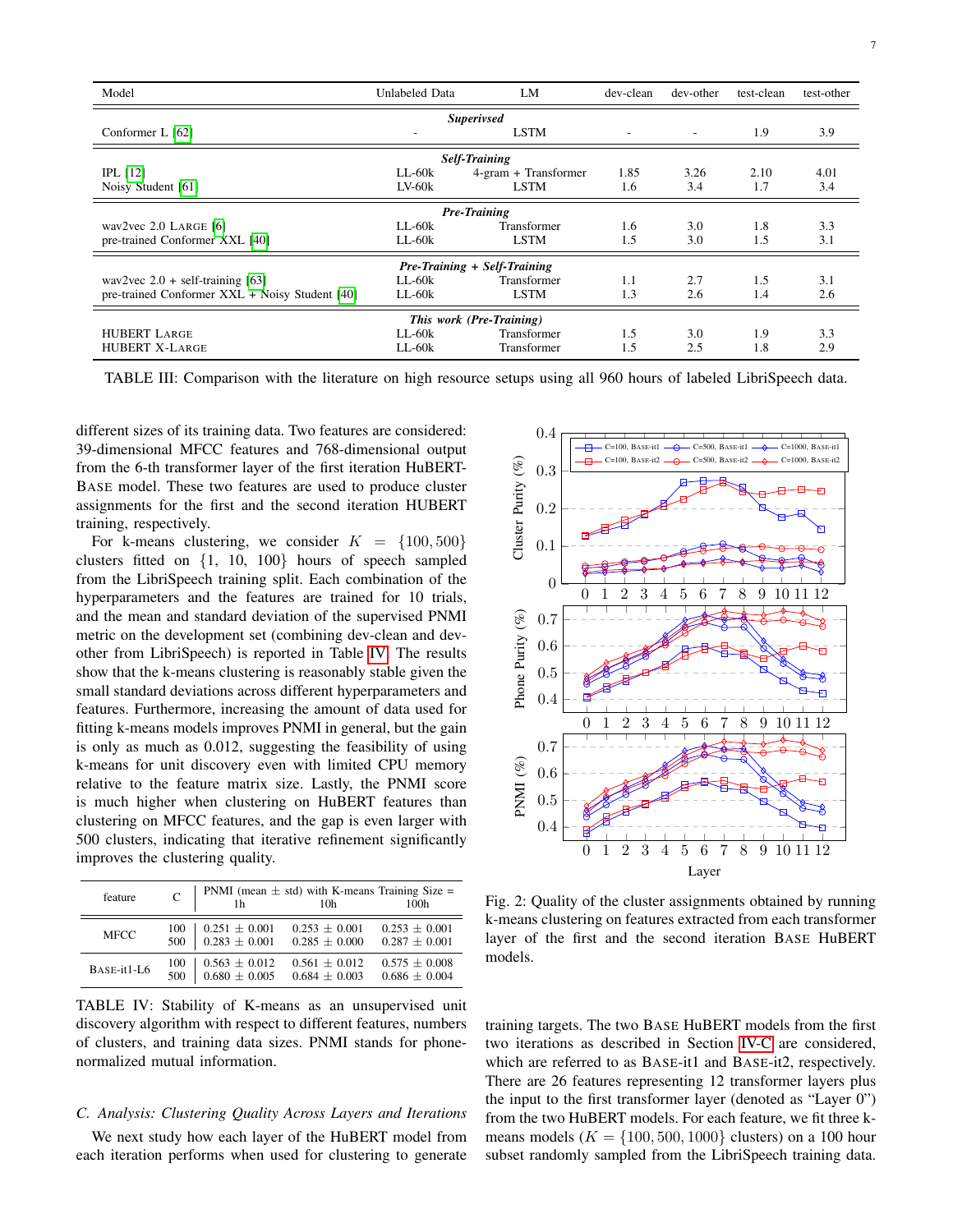| Model | Unlabeled Data | LM | dev-clean | dev-other | test-clean | test-other |
|---|---|---|---|---|---|---|
| ***Superivsed*** | | | | | | |
| Conformer L [62] | - | LSTM | - | - | 1.9 | 3.9 |
| ***Self-Training*** | | | | | | |
| IPL [12] | LL-60k | 4-gram + Transformer | 1.85 | 3.26 | 2.10 | 4.01 |
| Noisy Student [61] | LV-60k | LSTM | 1.6 | 3.4 | 1.7 | 3.4 |
| ***Pre-Training*** | | | | | | |
| wav2vec 2.0 LARGE [6] | LL-60k | Transformer | 1.6 | 3.0 | 1.8 | 3.3 |
| pre-trained Conformer XXL [40] | LL-60k | LSTM | 1.5 | 3.0 | 1.5 | 3.1 |
| ***Pre-Training + Self-Training*** | | | | | | |
| wav2vec 2.0 + self-training [63] | LL-60k | Transformer | 1.1 | 2.7 | 1.5 | 3.1 |
| pre-trained Conformer XXL + Noisy Student [40] | LL-60k | LSTM | 1.3 | 2.6 | 1.4 | 2.6 |
| ***This work (Pre-Training)*** | | | | | | |
| HUBERT LARGE | LL-60k | Transformer | 1.5 | 3.0 | 1.9 | 3.3 |
| HUBERT X-LARGE | LL-60k | Transformer | 1.5 | 2.5 | 1.8 | 2.9 |

TABLE III: Comparison with the literature on high resource setups using all 960 hours of labeled LibriSpeech data.

different sizes of its training data. Two features are considered: 39-dimensional MFCC features and 768-dimensional output from the 6-th transformer layer of the first iteration HuBERT-BASE model. These two features are used to produce cluster assignments for the first and the second iteration HUBERT training, respectively.

For k-means clustering, we consider $K = \{100, 500\}$ clusters fitted on $\{1, 10, 100\}$ hours of speech sampled from the LibriSpeech training split. Each combination of the hyperparameters and the features are trained for 10 trials, and the mean and standard deviation of the supervised PNMI metric on the development set (combining dev-clean and dev-other from LibriSpeech) is reported in Table IV. The results show that the k-means clustering is reasonably stable given the small standard deviations across different hyperparameters and features. Furthermore, increasing the amount of data used for fitting k-means models improves PNMI in general, but the gain is only as much as 0.012, suggesting the feasibility of using k-means for unit discovery even with limited CPU memory relative to the feature matrix size. Lastly, the PNMI score is much higher when clustering on HuBERT features than clustering on MFCC features, and the gap is even larger with 500 clusters, indicating that iterative refinement significantly improves the clustering quality.

| feature | C | PNMI (mean ± std) with K-means Training Size = 1h | 10h | 100h |
|---|---|---|---|---|
| MFCC | 100 | $0.251 \pm 0.001$ | $0.253 \pm 0.001$ | $0.253 \pm 0.001$ |
| | 500 | $0.283 \pm 0.001$ | $0.285 \pm 0.000$ | $0.287 \pm 0.001$ |
| BASE-it1-L6 | 100 | $0.563 \pm 0.012$ | $0.561 \pm 0.012$ | $0.575 \pm 0.008$ |
| | 500 | $0.680 \pm 0.005$ | $0.684 \pm 0.003$ | $0.686 \pm 0.004$ |

TABLE IV: Stability of K-means as an unsupervised unit discovery algorithm with respect to different features, numbers of clusters, and training data sizes. PNMI stands for phone-normalized mutual information.

### C. Analysis: Clustering Quality Across Layers and Iterations

We next study how each layer of the HuBERT model from each iteration performs when used for clustering to generate training targets. The two BASE HuBERT models from the first two iterations as described in Section IV-C are considered, which are referred to as BASE-it1 and BASE-it2, respectively. There are 26 features representing 12 transformer layers plus the input to the first transformer layer (denoted as "Layer 0") from the two HuBERT models. For each feature, we fit three k-means models ($K = \{100, 500, 1000\}$ clusters) on a 100 hour subset randomly sampled from the LibriSpeech training data.

Fig. 2: Quality of the cluster assignments obtained by running k-means clustering on features extracted from each transformer layer of the first and the second iteration BASE HuBERT models.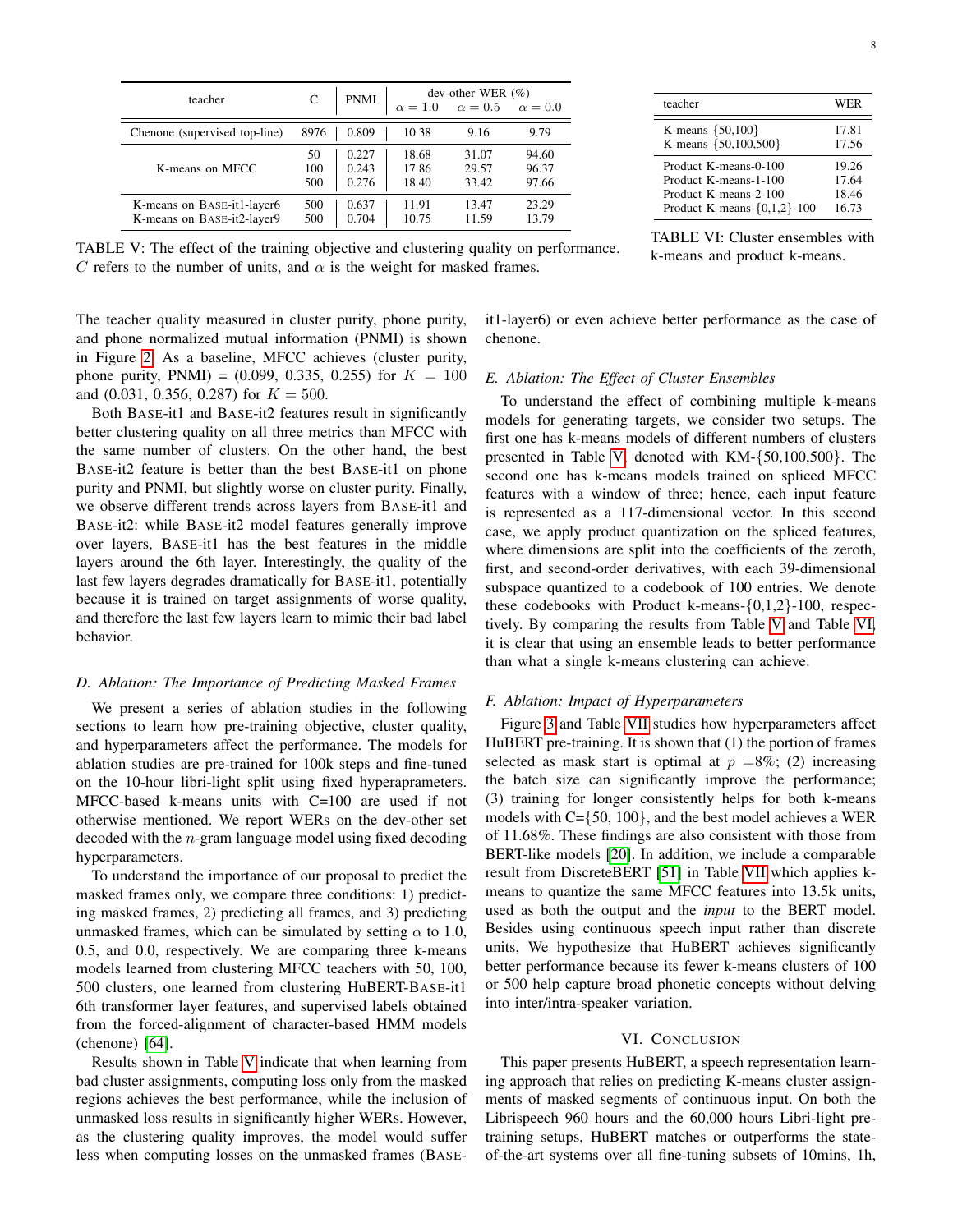| teacher | C | PNMI | dev-other WER (%) | | |
|---|---|---|---|---|---|
| | | | $\alpha = 1.0$ | $\alpha = 0.5$ | $\alpha = 0.0$ |
| Chenone (supervised top-line) | 8976 | 0.809 | 10.38 | 9.16 | 9.79 |
| K-means on MFCC | 50 | 0.227 | 18.68 | 31.07 | 94.60 |
| | 100 | 0.243 | 17.86 | 29.57 | 96.37 |
| | 500 | 0.276 | 18.40 | 33.42 | 97.66 |
| K-means on BASE-it1-layer6 | 500 | 0.637 | 11.91 | 13.47 | 23.29 |
| K-means on BASE-it2-layer9 | 500 | 0.704 | 10.75 | 11.59 | 13.79 |

TABLE V: The effect of the training objective and clustering quality on performance. $C$ refers to the number of units, and $\alpha$ is the weight for masked frames.

| teacher | WER |
|---|---|
| K-means {50,100} | 17.81 |
| K-means {50,100,500} | 17.56 |
| Product K-means-0-100 | 19.26 |
| Product K-means-1-100 | 17.64 |
| Product K-means-2-100 | 18.46 |
| Product K-means-{0,1,2}-100 | 16.73 |

TABLE VI: Cluster ensembles with k-means and product k-means.

The teacher quality measured in cluster purity, phone purity, and phone normalized mutual information (PNMI) is shown in Figure 2. As a baseline, MFCC achieves (cluster purity, phone purity, PNMI) = (0.099, 0.335, 0.255) for $K = 100$ and (0.031, 0.356, 0.287) for $K = 500$.

Both BASE-it1 and BASE-it2 features result in significantly better clustering quality on all three metrics than MFCC with the same number of clusters. On the other hand, the best BASE-it2 feature is better than the best BASE-it1 on phone purity and PNMI, but slightly worse on cluster purity. Finally, we observe different trends across layers from BASE-it1 and BASE-it2: while BASE-it2 model features generally improve over layers, BASE-it1 has the best features in the middle layers around the 6th layer. Interestingly, the quality of the last few layers degrades dramatically for BASE-it1, potentially because it is trained on target assignments of worse quality, and therefore the last few layers learn to mimic their bad label behavior.

### D. Ablation: The Importance of Predicting Masked Frames

We present a series of ablation studies in the following sections to learn how pre-training objective, cluster quality, and hyperparameters affect the performance. The models for ablation studies are pre-trained for 100k steps and fine-tuned on the 10-hour libri-light split using fixed hyperaprameters. MFCC-based k-means units with C=100 are used if not otherwise mentioned. We report WERs on the dev-other set decoded with the $n$-gram language model using fixed decoding hyperparameters.

To understand the importance of our proposal to predict the masked frames only, we compare three conditions: 1) predicting masked frames, 2) predicting all frames, and 3) predicting unmasked frames, which can be simulated by setting $\alpha$ to 1.0, 0.5, and 0.0, respectively. We are comparing three k-means models learned from clustering MFCC teachers with 50, 100, 500 clusters, one learned from clustering HuBERT-BASE-it1 6th transformer layer features, and supervised labels obtained from the forced-alignment of character-based HMM models (chenone) [64].

Results shown in Table V indicate that when learning from bad cluster assignments, computing loss only from the masked regions achieves the best performance, while the inclusion of unmasked loss results in significantly higher WERs. However, as the clustering quality improves, the model would suffer less when computing losses on the unmasked frames (BASE-it1-layer6) or even achieve better performance as the case of chenone.

### E. Ablation: The Effect of Cluster Ensembles

To understand the effect of combining multiple k-means models for generating targets, we consider two setups. The first one has k-means models of different numbers of clusters presented in Table V, denoted with KM-{50,100,500}. The second one has k-means models trained on spliced MFCC features with a window of three; hence, each input feature is represented as a 117-dimensional vector. In this second case, we apply product quantization on the spliced features, where dimensions are split into the coefficients of the zeroth, first, and second-order derivatives, with each 39-dimensional subspace quantized to a codebook of 100 entries. We denote these codebooks with Product k-means-{0,1,2}-100, respectively. By comparing the results from Table V and Table VI, it is clear that using an ensemble leads to better performance than what a single k-means clustering can achieve.

### F. Ablation: Impact of Hyperparameters

Figure 3 and Table VII studies how hyperparameters affect HuBERT pre-training. It is shown that (1) the portion of frames selected as mask start is optimal at $p$ =8%; (2) increasing the batch size can significantly improve the performance; (3) training for longer consistently helps for both k-means models with C={50, 100}, and the best model achieves a WER of 11.68%. These findings are also consistent with those from BERT-like models [20]. In addition, we include a comparable result from DiscreteBERT [51] in Table VII which applies k-means to quantize the same MFCC features into 13.5k units, used as both the output and the *input* to the BERT model. Besides using continuous speech input rather than discrete units, We hypothesize that HuBERT achieves significantly better performance because its fewer k-means clusters of 100 or 500 help capture broad phonetic concepts without delving into inter/intra-speaker variation.

## VI. Conclusion

This paper presents HuBERT, a speech representation learning approach that relies on predicting K-means cluster assignments of masked segments of continuous input. On both the Librispeech 960 hours and the 60,000 hours Libri-light pre-training setups, HuBERT matches or outperforms the state-of-the-art systems over all fine-tuning subsets of 10mins, 1h,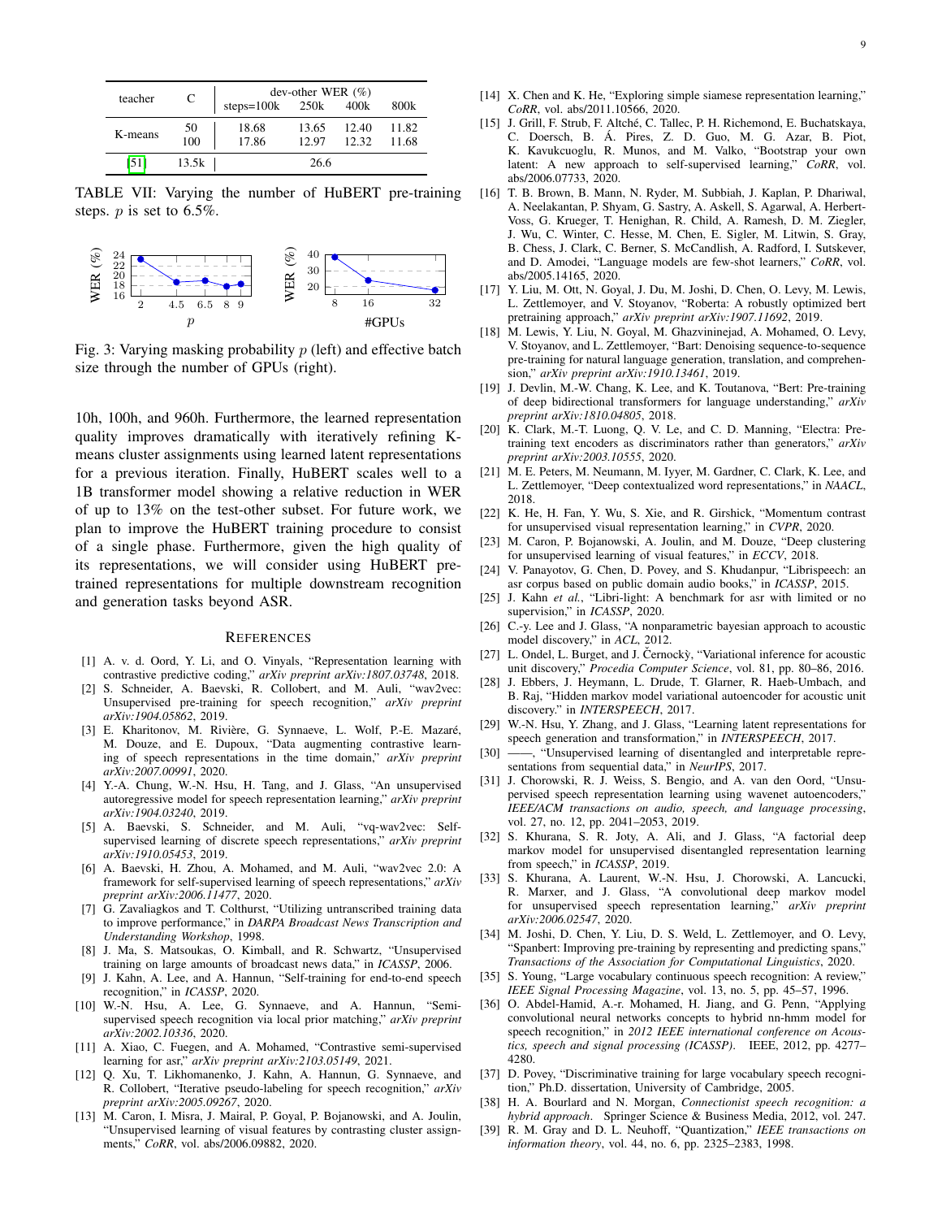| teacher | C | dev-other WER (%) | | | |
|---|---|---|---|---|---|
| | | steps=100k | 250k | 400k | 800k |
| K-means | 50 | 18.68 | 13.65 | 12.40 | 11.82 |
| | 100 | 17.86 | 12.97 | 12.32 | 11.68 |
| [51] | 13.5k | 26.6 | | | |

TABLE VII: Varying the number of HuBERT pre-training steps. $p$ is set to 6.5%.

Fig. 3: Varying masking probability $p$ (left) and effective batch size through the number of GPUs (right).

10h, 100h, and 960h. Furthermore, the learned representation quality improves dramatically with iteratively refining K-means cluster assignments using learned latent representations for a previous iteration. Finally, HuBERT scales well to a 1B transformer model showing a relative reduction in WER of up to 13% on the test-other subset. For future work, we plan to improve the HuBERT training procedure to consist of a single phase. Furthermore, given the high quality of its representations, we will consider using HuBERT pre-trained representations for multiple downstream recognition and generation tasks beyond ASR.

## References

[1] A. v. d. Oord, Y. Li, and O. Vinyals, "Representation learning with contrastive predictive coding," *arXiv preprint arXiv:1807.03748*, 2018.

[2] S. Schneider, A. Baevski, R. Collobert, and M. Auli, "wav2vec: Unsupervised pre-training for speech recognition," *arXiv preprint arXiv:1904.05862*, 2019.

[3] E. Kharitonov, M. Rivière, G. Synnaeve, L. Wolf, P.-E. Mazaré, M. Douze, and E. Dupoux, "Data augmenting contrastive learning of speech representations in the time domain," *arXiv preprint arXiv:2007.00991*, 2020.

[4] Y.-A. Chung, W.-N. Hsu, H. Tang, and J. Glass, "An unsupervised autoregressive model for speech representation learning," *arXiv preprint arXiv:1904.03240*, 2019.

[5] A. Baevski, S. Schneider, and M. Auli, "vq-wav2vec: Self-supervised learning of discrete speech representations," *arXiv preprint arXiv:1910.05453*, 2019.

[6] A. Baevski, H. Zhou, A. Mohamed, and M. Auli, "wav2vec 2.0: A framework for self-supervised learning of speech representations," *arXiv preprint arXiv:2006.11477*, 2020.

[7] G. Zavaliagkos and T. Colthurst, "Utilizing untranscribed training data to improve performance," in *DARPA Broadcast News Transcription and Understanding Workshop*, 1998.

[8] J. Ma, S. Matsoukas, O. Kimball, and R. Schwartz, "Unsupervised training on large amounts of broadcast news data," in *ICASSP*, 2006.

[9] J. Kahn, A. Lee, and A. Hannun, "Self-training for end-to-end speech recognition," in *ICASSP*, 2020.

[10] W.-N. Hsu, A. Lee, G. Synnaeve, and A. Hannun, "Semi-supervised speech recognition via local prior matching," *arXiv preprint arXiv:2002.10336*, 2020.

[11] A. Xiao, C. Fuegen, and A. Mohamed, "Contrastive semi-supervised learning for asr," *arXiv preprint arXiv:2103.05149*, 2021.

[12] Q. Xu, T. Likhomanenko, J. Kahn, A. Hannun, G. Synnaeve, and R. Collobert, "Iterative pseudo-labeling for speech recognition," *arXiv preprint arXiv:2005.09267*, 2020.

[13] M. Caron, I. Misra, J. Mairal, P. Goyal, P. Bojanowski, and A. Joulin, "Unsupervised learning of visual features by contrasting cluster assignments," *CoRR*, vol. abs/2006.09882, 2020.

[14] X. Chen and K. He, "Exploring simple siamese representation learning," *CoRR*, vol. abs/2011.10566, 2020.

[15] J. Grill, F. Strub, F. Altché, C. Tallec, P. H. Richemond, E. Buchatskaya, C. Doersch, B. Á. Pires, Z. D. Guo, M. G. Azar, B. Piot, K. Kavukcuoglu, R. Munos, and M. Valko, "Bootstrap your own latent: A new approach to self-supervised learning," *CoRR*, vol. abs/2006.07733, 2020.

[16] T. B. Brown, B. Mann, N. Ryder, M. Subbiah, J. Kaplan, P. Dhariwal, A. Neelakantan, P. Shyam, G. Sastry, A. Askell, S. Agarwal, A. Herbert-Voss, G. Krueger, T. Henighan, R. Child, A. Ramesh, D. M. Ziegler, J. Wu, C. Winter, C. Hesse, M. Chen, E. Sigler, M. Litwin, S. Gray, B. Chess, J. Clark, C. Berner, S. McCandlish, A. Radford, I. Sutskever, and D. Amodei, "Language models are few-shot learners," *CoRR*, vol. abs/2005.14165, 2020.

[17] Y. Liu, M. Ott, N. Goyal, J. Du, M. Joshi, D. Chen, O. Levy, M. Lewis, L. Zettlemoyer, and V. Stoyanov, "Roberta: A robustly optimized bert pretraining approach," *arXiv preprint arXiv:1907.11692*, 2019.

[18] M. Lewis, Y. Liu, N. Goyal, M. Ghazvininejad, A. Mohamed, O. Levy, V. Stoyanov, and L. Zettlemoyer, "Bart: Denoising sequence-to-sequence pre-training for natural language generation, translation, and comprehension," *arXiv preprint arXiv:1910.13461*, 2019.

[19] J. Devlin, M.-W. Chang, K. Lee, and K. Toutanova, "Bert: Pre-training of deep bidirectional transformers for language understanding," *arXiv preprint arXiv:1810.04805*, 2018.

[20] K. Clark, M.-T. Luong, Q. V. Le, and C. D. Manning, "Electra: Pre-training text encoders as discriminators rather than generators," *arXiv preprint arXiv:2003.10555*, 2020.

[21] M. E. Peters, M. Neumann, M. Iyyer, M. Gardner, C. Clark, K. Lee, and L. Zettlemoyer, "Deep contextualized word representations," in *NAACL*, 2018.

[22] K. He, H. Fan, Y. Wu, S. Xie, and R. Girshick, "Momentum contrast for unsupervised visual representation learning," in *CVPR*, 2020.

[23] M. Caron, P. Bojanowski, A. Joulin, and M. Douze, "Deep clustering for unsupervised learning of visual features," in *ECCV*, 2018.

[24] V. Panayotov, G. Chen, D. Povey, and S. Khudanpur, "Librispeech: an asr corpus based on public domain audio books," in *ICASSP*, 2015.

[25] J. Kahn *et al.*, "Libri-light: A benchmark for asr with limited or no supervision," in *ICASSP*, 2020.

[26] C.-y. Lee and J. Glass, "A nonparametric bayesian approach to acoustic model discovery," in *ACL*, 2012.

[27] L. Ondel, L. Burget, and J. Černockỳ, "Variational inference for acoustic unit discovery," *Procedia Computer Science*, vol. 81, pp. 80–86, 2016.

[28] J. Ebbers, J. Heymann, L. Drude, T. Glarner, R. Haeb-Umbach, and B. Raj, "Hidden markov model variational autoencoder for acoustic unit discovery." in *INTERSPEECH*, 2017.

[29] W.-N. Hsu, Y. Zhang, and J. Glass, "Learning latent representations for speech generation and transformation," in *INTERSPEECH*, 2017.

[30] ——, "Unsupervised learning of disentangled and interpretable representations from sequential data," in *NeurIPS*, 2017.

[31] J. Chorowski, R. J. Weiss, S. Bengio, and A. van den Oord, "Unsupervised speech representation learning using wavenet autoencoders," *IEEE/ACM transactions on audio, speech, and language processing*, vol. 27, no. 12, pp. 2041–2053, 2019.

[32] S. Khurana, S. R. Joty, A. Ali, and J. Glass, "A factorial deep markov model for unsupervised disentangled representation learning from speech," in *ICASSP*, 2019.

[33] S. Khurana, A. Laurent, W.-N. Hsu, J. Chorowski, A. Lancucki, R. Marxer, and J. Glass, "A convolutional deep markov model for unsupervised speech representation learning," *arXiv preprint arXiv:2006.02547*, 2020.

[34] M. Joshi, D. Chen, Y. Liu, D. S. Weld, L. Zettlemoyer, and O. Levy, "Spanbert: Improving pre-training by representing and predicting spans," *Transactions of the Association for Computational Linguistics*, 2020.

[35] S. Young, "Large vocabulary continuous speech recognition: A review," *IEEE Signal Processing Magazine*, vol. 13, no. 5, pp. 45–57, 1996.

[36] O. Abdel-Hamid, A.-r. Mohamed, H. Jiang, and G. Penn, "Applying convolutional neural networks concepts to hybrid nn-hmm model for speech recognition," in *2012 IEEE international conference on Acoustics, speech and signal processing (ICASSP)*. IEEE, 2012, pp. 4277–4280.

[37] D. Povey, "Discriminative training for large vocabulary speech recognition," Ph.D. dissertation, University of Cambridge, 2005.

[38] H. A. Bourlard and N. Morgan, *Connectionist speech recognition: a hybrid approach*. Springer Science & Business Media, 2012, vol. 247.

[39] R. M. Gray and D. L. Neuhoff, "Quantization," *IEEE transactions on information theory*, vol. 44, no. 6, pp. 2325–2383, 1998.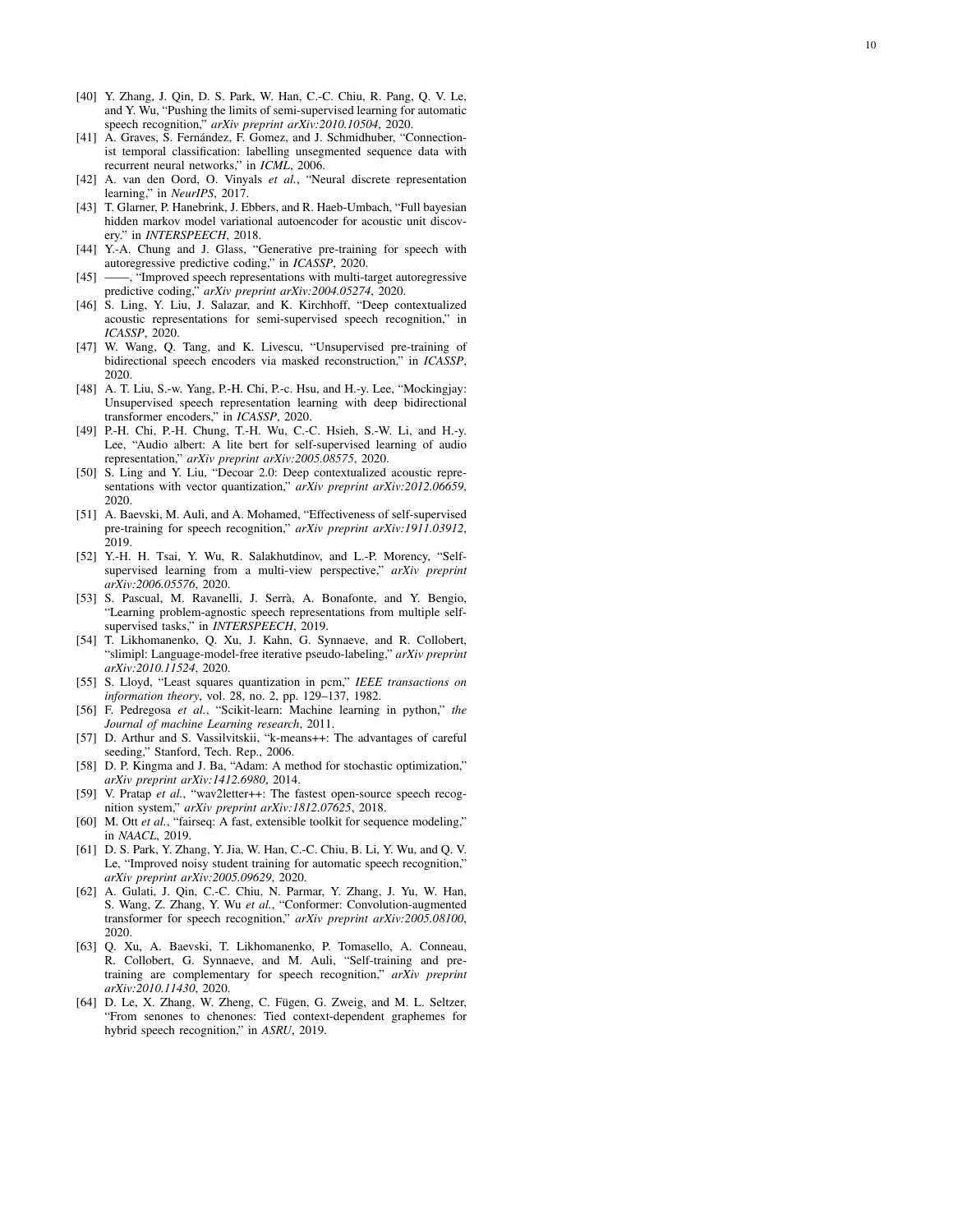[40] Y. Zhang, J. Qin, D. S. Park, W. Han, C.-C. Chiu, R. Pang, Q. V. Le, and Y. Wu, "Pushing the limits of semi-supervised learning for automatic speech recognition," *arXiv preprint arXiv:2010.10504*, 2020.

[41] A. Graves, S. Fernández, F. Gomez, and J. Schmidhuber, "Connectionist temporal classification: labelling unsegmented sequence data with recurrent neural networks," in *ICML*, 2006.

[42] A. van den Oord, O. Vinyals *et al.*, "Neural discrete representation learning," in *NeurIPS*, 2017.

[43] T. Glarner, P. Hanebrink, J. Ebbers, and R. Haeb-Umbach, "Full bayesian hidden markov model variational autoencoder for acoustic unit discovery." in *INTERSPEECH*, 2018.

[44] Y.-A. Chung and J. Glass, "Generative pre-training for speech with autoregressive predictive coding," in *ICASSP*, 2020.

[45] ——, "Improved speech representations with multi-target autoregressive predictive coding," *arXiv preprint arXiv:2004.05274*, 2020.

[46] S. Ling, Y. Liu, J. Salazar, and K. Kirchhoff, "Deep contextualized acoustic representations for semi-supervised speech recognition," in *ICASSP*, 2020.

[47] W. Wang, Q. Tang, and K. Livescu, "Unsupervised pre-training of bidirectional speech encoders via masked reconstruction," in *ICASSP*, 2020.

[48] A. T. Liu, S.-w. Yang, P.-H. Chi, P.-c. Hsu, and H.-y. Lee, "Mockingjay: Unsupervised speech representation learning with deep bidirectional transformer encoders," in *ICASSP*, 2020.

[49] P.-H. Chi, P.-H. Chung, T.-H. Wu, C.-C. Hsieh, S.-W. Li, and H.-y. Lee, "Audio albert: A lite bert for self-supervised learning of audio representation," *arXiv preprint arXiv:2005.08575*, 2020.

[50] S. Ling and Y. Liu, "Decoar 2.0: Deep contextualized acoustic representations with vector quantization," *arXiv preprint arXiv:2012.06659*, 2020.

[51] A. Baevski, M. Auli, and A. Mohamed, "Effectiveness of self-supervised pre-training for speech recognition," *arXiv preprint arXiv:1911.03912*, 2019.

[52] Y.-H. H. Tsai, Y. Wu, R. Salakhutdinov, and L.-P. Morency, "Self-supervised learning from a multi-view perspective," *arXiv preprint arXiv:2006.05576*, 2020.

[53] S. Pascual, M. Ravanelli, J. Serrà, A. Bonafonte, and Y. Bengio, "Learning problem-agnostic speech representations from multiple self-supervised tasks," in *INTERSPEECH*, 2019.

[54] T. Likhomanenko, Q. Xu, J. Kahn, G. Synnaeve, and R. Collobert, "slimipl: Language-model-free iterative pseudo-labeling," *arXiv preprint arXiv:2010.11524*, 2020.

[55] S. Lloyd, "Least squares quantization in pcm," *IEEE transactions on information theory*, vol. 28, no. 2, pp. 129–137, 1982.

[56] F. Pedregosa *et al.*, "Scikit-learn: Machine learning in python," *the Journal of machine Learning research*, 2011.

[57] D. Arthur and S. Vassilvitskii, "k-means++: The advantages of careful seeding," Stanford, Tech. Rep., 2006.

[58] D. P. Kingma and J. Ba, "Adam: A method for stochastic optimization," *arXiv preprint arXiv:1412.6980*, 2014.

[59] V. Pratap *et al.*, "wav2letter++: The fastest open-source speech recognition system," *arXiv preprint arXiv:1812.07625*, 2018.

[60] M. Ott *et al.*, "fairseq: A fast, extensible toolkit for sequence modeling," in *NAACL*, 2019.

[61] D. S. Park, Y. Zhang, Y. Jia, W. Han, C.-C. Chiu, B. Li, Y. Wu, and Q. V. Le, "Improved noisy student training for automatic speech recognition," *arXiv preprint arXiv:2005.09629*, 2020.

[62] A. Gulati, J. Qin, C.-C. Chiu, N. Parmar, Y. Zhang, J. Yu, W. Han, S. Wang, Z. Zhang, Y. Wu *et al.*, "Conformer: Convolution-augmented transformer for speech recognition," *arXiv preprint arXiv:2005.08100*, 2020.

[63] Q. Xu, A. Baevski, T. Likhomanenko, P. Tomasello, A. Conneau, R. Collobert, G. Synnaeve, and M. Auli, "Self-training and pre-training are complementary for speech recognition," *arXiv preprint arXiv:2010.11430*, 2020.

[64] D. Le, X. Zhang, W. Zheng, C. Fügen, G. Zweig, and M. L. Seltzer, "From senones to chenones: Tied context-dependent graphemes for hybrid speech recognition," in *ASRU*, 2019.